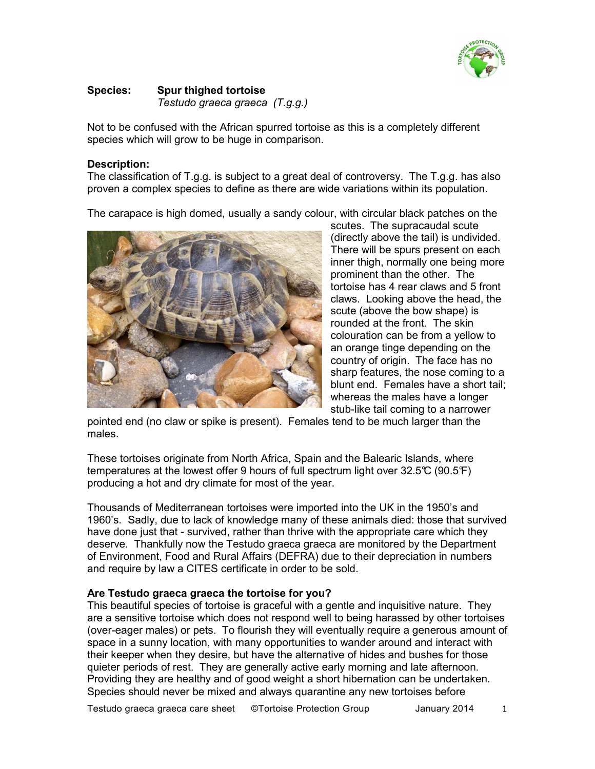**Species:** **Spur thighed tortoise**
*Testudo graeca graeca (T.g.g.)*

Not to be confused with the African spurred tortoise as this is a completely different species which will grow to be huge in comparison.

**Description:**

The classification of T.g.g. is subject to a great deal of controversy. The T.g.g. has also proven a complex species to define as there are wide variations within its population.

The carapace is high domed, usually a sandy colour, with circular black patches on the scutes. The supracaudal scute (directly above the tail) is undivided. There will be spurs present on each inner thigh, normally one being more prominent than the other. The tortoise has 4 rear claws and 5 front claws. Looking above the head, the scute (above the bow shape) is rounded at the front. The skin colouration can be from a yellow to an orange tinge depending on the country of origin. The face has no sharp features, the nose coming to a blunt end. Females have a short tail; whereas the males have a longer stub-like tail coming to a narrower pointed end (no claw or spike is present). Females tend to be much larger than the males.

These tortoises originate from North Africa, Spain and the Balearic Islands, where temperatures at the lowest offer 9 hours of full spectrum light over 32.5℃ (90.5℉) producing a hot and dry climate for most of the year.

Thousands of Mediterranean tortoises were imported into the UK in the 1950's and 1960's. Sadly, due to lack of knowledge many of these animals died: those that survived have done just that - survived, rather than thrive with the appropriate care which they deserve. Thankfully now the Testudo graeca graeca are monitored by the Department of Environment, Food and Rural Affairs (DEFRA) due to their depreciation in numbers and require by law a CITES certificate in order to be sold.

**Are Testudo graeca graeca the tortoise for you?**

This beautiful species of tortoise is graceful with a gentle and inquisitive nature. They are a sensitive tortoise which does not respond well to being harassed by other tortoises (over-eager males) or pets. To flourish they will eventually require a generous amount of space in a sunny location, with many opportunities to wander around and interact with their keeper when they desire, but have the alternative of hides and bushes for those quieter periods of rest. They are generally active early morning and late afternoon. Providing they are healthy and of good weight a short hibernation can be undertaken. Species should never be mixed and always quarantine any new tortoises before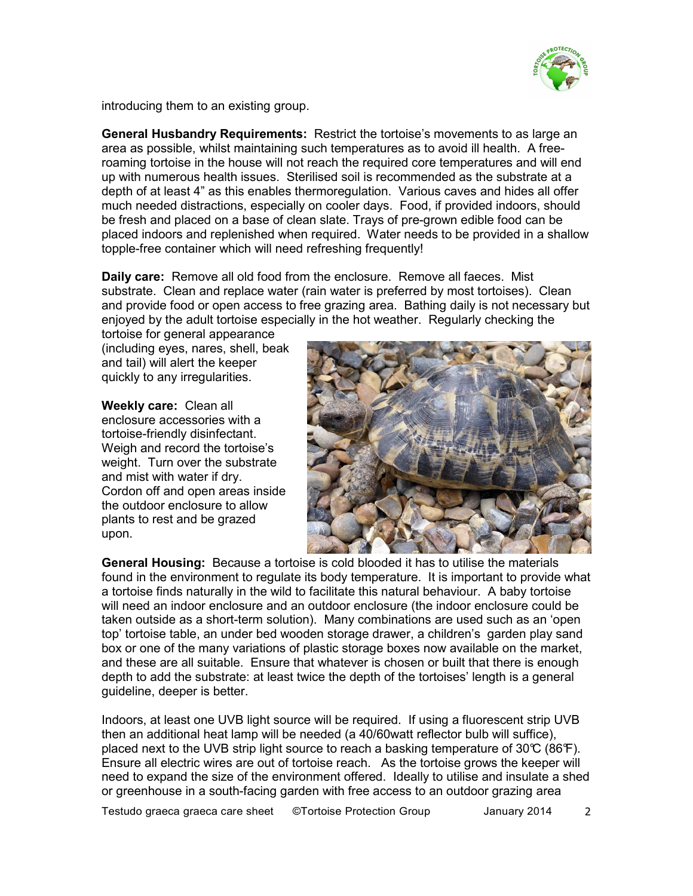introducing them to an existing group.

**General Husbandry Requirements:** Restrict the tortoise's movements to as large an area as possible, whilst maintaining such temperatures as to avoid ill health. A free-roaming tortoise in the house will not reach the required core temperatures and will end up with numerous health issues. Sterilised soil is recommended as the substrate at a depth of at least 4" as this enables thermoregulation. Various caves and hides all offer much needed distractions, especially on cooler days. Food, if provided indoors, should be fresh and placed on a base of clean slate. Trays of pre-grown edible food can be placed indoors and replenished when required. Water needs to be provided in a shallow topple-free container which will need refreshing frequently!

**Daily care:** Remove all old food from the enclosure. Remove all faeces. Mist substrate. Clean and replace water (rain water is preferred by most tortoises). Clean and provide food or open access to free grazing area. Bathing daily is not necessary but enjoyed by the adult tortoise especially in the hot weather. Regularly checking the tortoise for general appearance (including eyes, nares, shell, beak and tail) will alert the keeper quickly to any irregularities.

**Weekly care:** Clean all enclosure accessories with a tortoise-friendly disinfectant. Weigh and record the tortoise's weight. Turn over the substrate and mist with water if dry. Cordon off and open areas inside the outdoor enclosure to allow plants to rest and be grazed upon.

**General Housing:** Because a tortoise is cold blooded it has to utilise the materials found in the environment to regulate its body temperature. It is important to provide what a tortoise finds naturally in the wild to facilitate this natural behaviour. A baby tortoise will need an indoor enclosure and an outdoor enclosure (the indoor enclosure could be taken outside as a short-term solution). Many combinations are used such as an 'open top' tortoise table, an under bed wooden storage drawer, a children's garden play sand box or one of the many variations of plastic storage boxes now available on the market, and these are all suitable. Ensure that whatever is chosen or built that there is enough depth to add the substrate: at least twice the depth of the tortoises' length is a general guideline, deeper is better.

Indoors, at least one UVB light source will be required. If using a fluorescent strip UVB then an additional heat lamp will be needed (a 40/60watt reflector bulb will suffice), placed next to the UVB strip light source to reach a basking temperature of 30℃ (86℉). Ensure all electric wires are out of tortoise reach. As the tortoise grows the keeper will need to expand the size of the environment offered. Ideally to utilise and insulate a shed or greenhouse in a south-facing garden with free access to an outdoor grazing area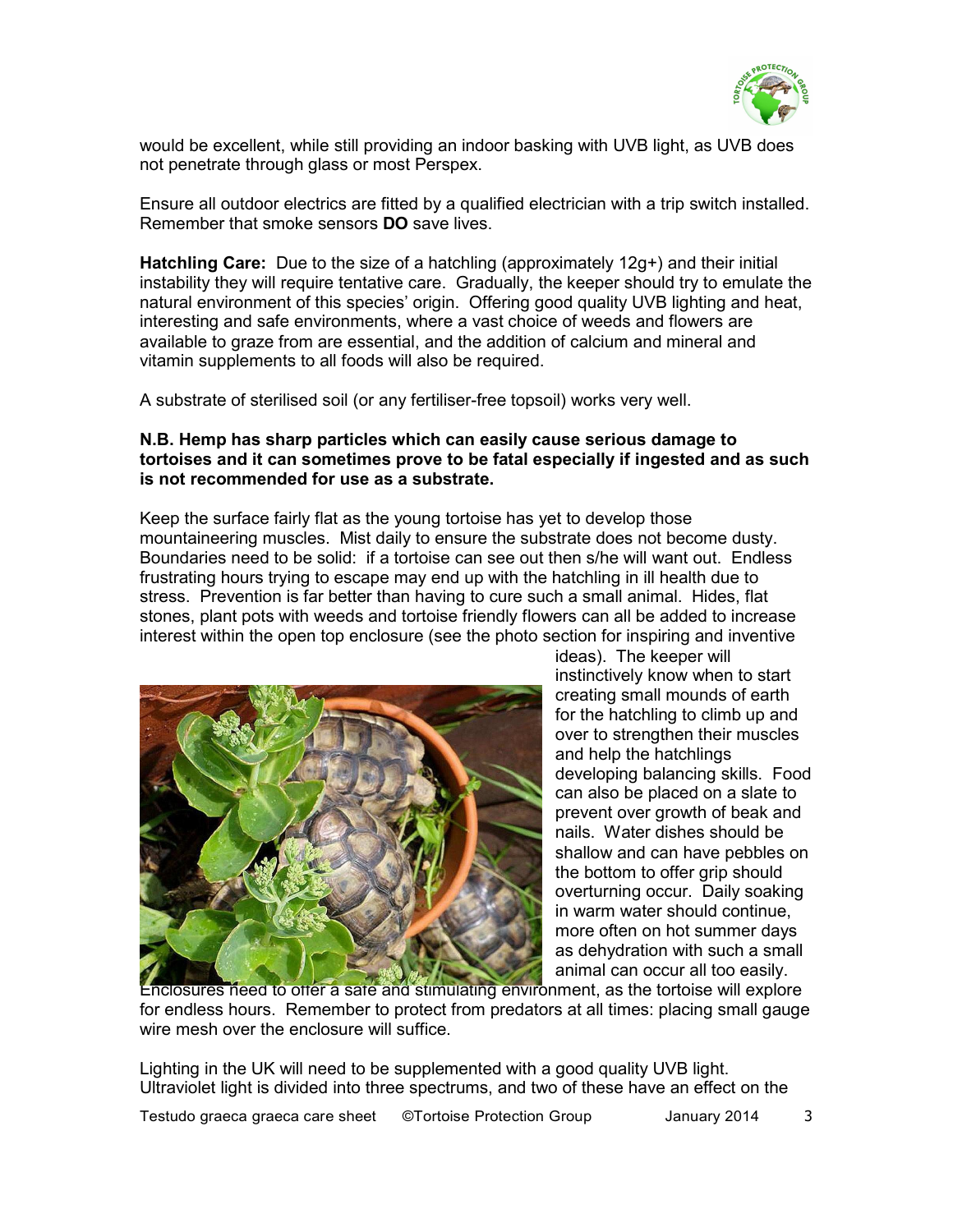would be excellent, while still providing an indoor basking with UVB light, as UVB does not penetrate through glass or most Perspex.

Ensure all outdoor electrics are fitted by a qualified electrician with a trip switch installed. Remember that smoke sensors **DO** save lives.

**Hatchling Care:** Due to the size of a hatchling (approximately 12g+) and their initial instability they will require tentative care. Gradually, the keeper should try to emulate the natural environment of this species' origin. Offering good quality UVB lighting and heat, interesting and safe environments, where a vast choice of weeds and flowers are available to graze from are essential, and the addition of calcium and mineral and vitamin supplements to all foods will also be required.

A substrate of sterilised soil (or any fertiliser-free topsoil) works very well.

**N.B. Hemp has sharp particles which can easily cause serious damage to tortoises and it can sometimes prove to be fatal especially if ingested and as such is not recommended for use as a substrate.**

Keep the surface fairly flat as the young tortoise has yet to develop those mountaineering muscles. Mist daily to ensure the substrate does not become dusty. Boundaries need to be solid: if a tortoise can see out then s/he will want out. Endless frustrating hours trying to escape may end up with the hatchling in ill health due to stress. Prevention is far better than having to cure such a small animal. Hides, flat stones, plant pots with weeds and tortoise friendly flowers can all be added to increase interest within the open top enclosure (see the photo section for inspiring and inventive ideas). The keeper will instinctively know when to start creating small mounds of earth for the hatchling to climb up and over to strengthen their muscles and help the hatchlings developing balancing skills. Food can also be placed on a slate to prevent over growth of beak and nails. Water dishes should be shallow and can have pebbles on the bottom to offer grip should overturning occur. Daily soaking in warm water should continue, more often on hot summer days as dehydration with such a small animal can occur all too easily. Enclosures need to offer a safe and stimulating environment, as the tortoise will explore for endless hours. Remember to protect from predators at all times: placing small gauge wire mesh over the enclosure will suffice.

Lighting in the UK will need to be supplemented with a good quality UVB light. Ultraviolet light is divided into three spectrums, and two of these have an effect on the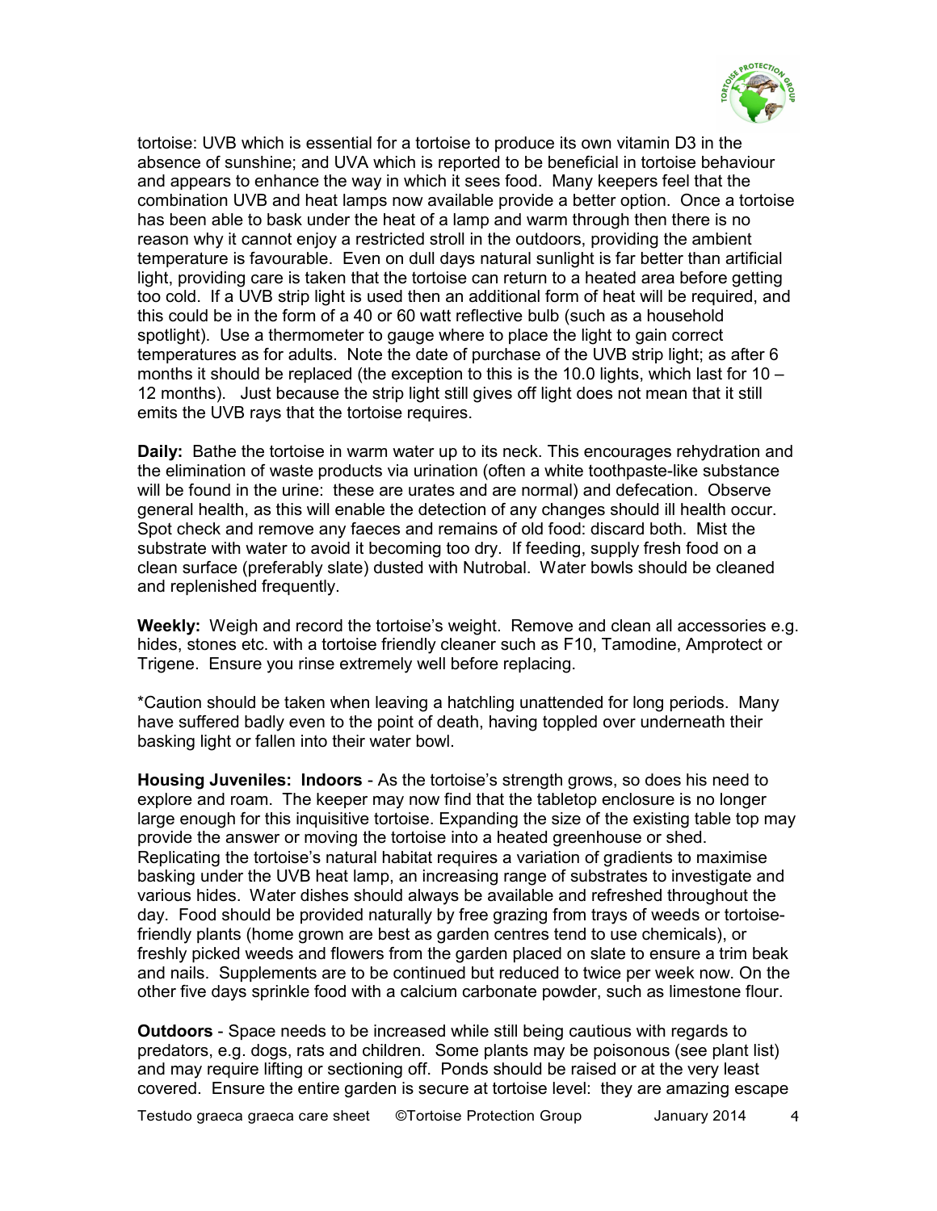tortoise: UVB which is essential for a tortoise to produce its own vitamin D3 in the absence of sunshine; and UVA which is reported to be beneficial in tortoise behaviour and appears to enhance the way in which it sees food. Many keepers feel that the combination UVB and heat lamps now available provide a better option. Once a tortoise has been able to bask under the heat of a lamp and warm through then there is no reason why it cannot enjoy a restricted stroll in the outdoors, providing the ambient temperature is favourable. Even on dull days natural sunlight is far better than artificial light, providing care is taken that the tortoise can return to a heated area before getting too cold. If a UVB strip light is used then an additional form of heat will be required, and this could be in the form of a 40 or 60 watt reflective bulb (such as a household spotlight). Use a thermometer to gauge where to place the light to gain correct temperatures as for adults. Note the date of purchase of the UVB strip light; as after 6 months it should be replaced (the exception to this is the 10.0 lights, which last for 10 – 12 months). Just because the strip light still gives off light does not mean that it still emits the UVB rays that the tortoise requires.

**Daily:** Bathe the tortoise in warm water up to its neck. This encourages rehydration and the elimination of waste products via urination (often a white toothpaste-like substance will be found in the urine: these are urates and are normal) and defecation. Observe general health, as this will enable the detection of any changes should ill health occur. Spot check and remove any faeces and remains of old food: discard both. Mist the substrate with water to avoid it becoming too dry. If feeding, supply fresh food on a clean surface (preferably slate) dusted with Nutrobal. Water bowls should be cleaned and replenished frequently.

**Weekly:** Weigh and record the tortoise's weight. Remove and clean all accessories e.g. hides, stones etc. with a tortoise friendly cleaner such as F10, Tamodine, Amprotect or Trigene. Ensure you rinse extremely well before replacing.

*Caution should be taken when leaving a hatchling unattended for long periods. Many have suffered badly even to the point of death, having toppled over underneath their basking light or fallen into their water bowl.

**Housing Juveniles: Indoors** - As the tortoise's strength grows, so does his need to explore and roam. The keeper may now find that the tabletop enclosure is no longer large enough for this inquisitive tortoise. Expanding the size of the existing table top may provide the answer or moving the tortoise into a heated greenhouse or shed. Replicating the tortoise's natural habitat requires a variation of gradients to maximise basking under the UVB heat lamp, an increasing range of substrates to investigate and various hides. Water dishes should always be available and refreshed throughout the day. Food should be provided naturally by free grazing from trays of weeds or tortoise-friendly plants (home grown are best as garden centres tend to use chemicals), or freshly picked weeds and flowers from the garden placed on slate to ensure a trim beak and nails. Supplements are to be continued but reduced to twice per week now. On the other five days sprinkle food with a calcium carbonate powder, such as limestone flour.

**Outdoors** - Space needs to be increased while still being cautious with regards to predators, e.g. dogs, rats and children. Some plants may be poisonous (see plant list) and may require lifting or sectioning off. Ponds should be raised or at the very least covered. Ensure the entire garden is secure at tortoise level: they are amazing escape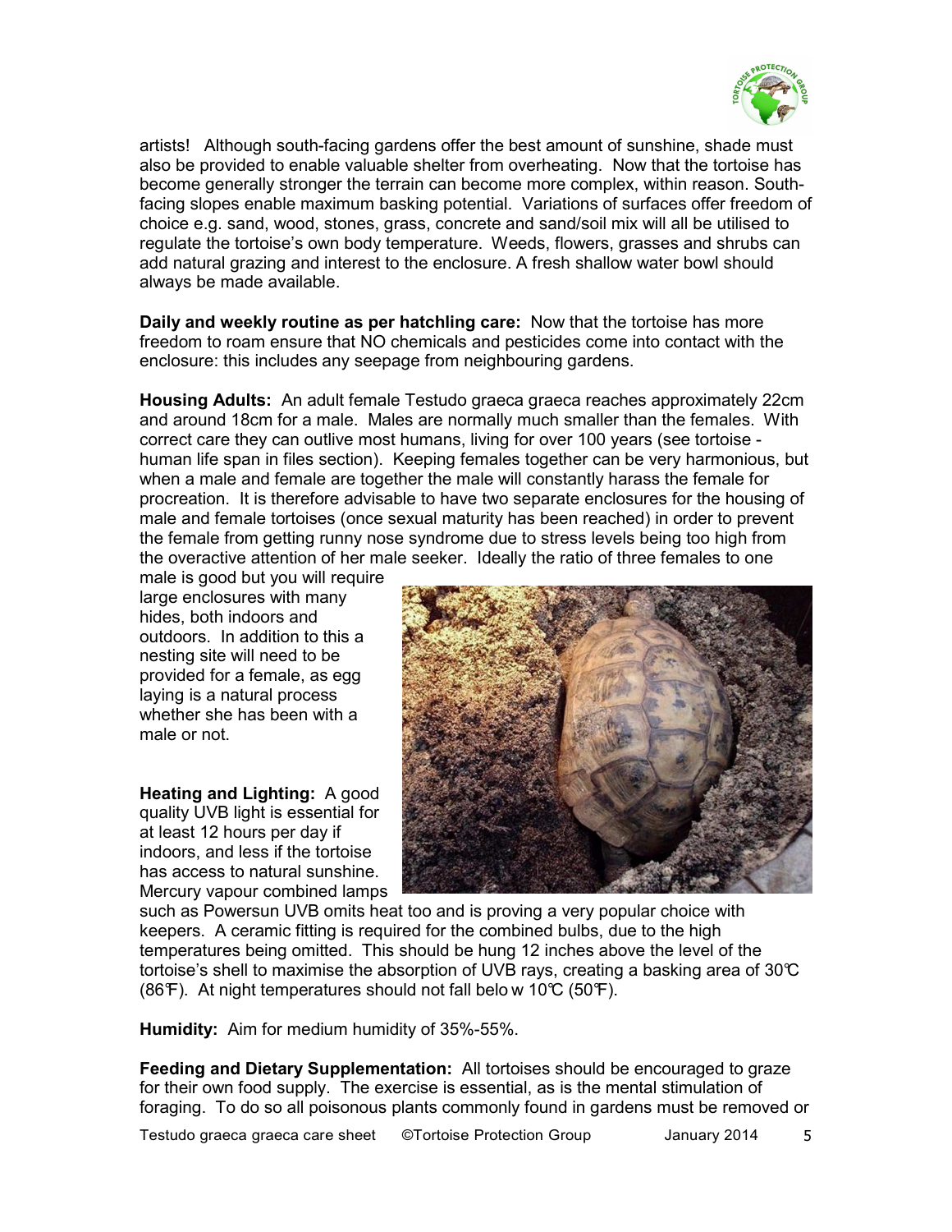artists! Although south-facing gardens offer the best amount of sunshine, shade must also be provided to enable valuable shelter from overheating. Now that the tortoise has become generally stronger the terrain can become more complex, within reason. South-facing slopes enable maximum basking potential. Variations of surfaces offer freedom of choice e.g. sand, wood, stones, grass, concrete and sand/soil mix will all be utilised to regulate the tortoise's own body temperature. Weeds, flowers, grasses and shrubs can add natural grazing and interest to the enclosure. A fresh shallow water bowl should always be made available.

**Daily and weekly routine as per hatchling care:** Now that the tortoise has more freedom to roam ensure that NO chemicals and pesticides come into contact with the enclosure: this includes any seepage from neighbouring gardens.

**Housing Adults:** An adult female Testudo graeca graeca reaches approximately 22cm and around 18cm for a male. Males are normally much smaller than the females. With correct care they can outlive most humans, living for over 100 years (see tortoise - human life span in files section). Keeping females together can be very harmonious, but when a male and female are together the male will constantly harass the female for procreation. It is therefore advisable to have two separate enclosures for the housing of male and female tortoises (once sexual maturity has been reached) in order to prevent the female from getting runny nose syndrome due to stress levels being too high from the overactive attention of her male seeker. Ideally the ratio of three females to one male is good but you will require large enclosures with many hides, both indoors and outdoors. In addition to this a nesting site will need to be provided for a female, as egg laying is a natural process whether she has been with a male or not.

**Heating and Lighting:** A good quality UVB light is essential for at least 12 hours per day if indoors, and less if the tortoise has access to natural sunshine. Mercury vapour combined lamps such as Powersun UVB omits heat too and is proving a very popular choice with keepers. A ceramic fitting is required for the combined bulbs, due to the high temperatures being omitted. This should be hung 12 inches above the level of the tortoise's shell to maximise the absorption of UVB rays, creating a basking area of 30℃ (86℉). At night temperatures should not fall below 10℃ (50℉).

**Humidity:** Aim for medium humidity of 35%-55%.

**Feeding and Dietary Supplementation:** All tortoises should be encouraged to graze for their own food supply. The exercise is essential, as is the mental stimulation of foraging. To do so all poisonous plants commonly found in gardens must be removed or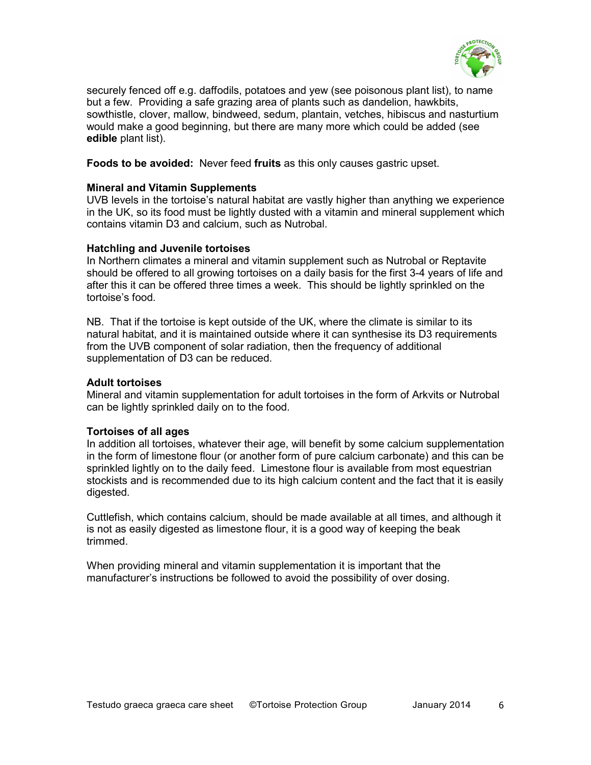securely fenced off e.g. daffodils, potatoes and yew (see poisonous plant list), to name but a few. Providing a safe grazing area of plants such as dandelion, hawkbits, sowthistle, clover, mallow, bindweed, sedum, plantain, vetches, hibiscus and nasturtium would make a good beginning, but there are many more which could be added (see **edible** plant list).

**Foods to be avoided:** Never feed **fruits** as this only causes gastric upset.

**Mineral and Vitamin Supplements**

UVB levels in the tortoise's natural habitat are vastly higher than anything we experience in the UK, so its food must be lightly dusted with a vitamin and mineral supplement which contains vitamin D3 and calcium, such as Nutrobal.

**Hatchling and Juvenile tortoises**

In Northern climates a mineral and vitamin supplement such as Nutrobal or Reptavite should be offered to all growing tortoises on a daily basis for the first 3-4 years of life and after this it can be offered three times a week. This should be lightly sprinkled on the tortoise's food.

NB. That if the tortoise is kept outside of the UK, where the climate is similar to its natural habitat, and it is maintained outside where it can synthesise its D3 requirements from the UVB component of solar radiation, then the frequency of additional supplementation of D3 can be reduced.

**Adult tortoises**

Mineral and vitamin supplementation for adult tortoises in the form of Arkvits or Nutrobal can be lightly sprinkled daily on to the food.

**Tortoises of all ages**

In addition all tortoises, whatever their age, will benefit by some calcium supplementation in the form of limestone flour (or another form of pure calcium carbonate) and this can be sprinkled lightly on to the daily feed. Limestone flour is available from most equestrian stockists and is recommended due to its high calcium content and the fact that it is easily digested.

Cuttlefish, which contains calcium, should be made available at all times, and although it is not as easily digested as limestone flour, it is a good way of keeping the beak trimmed.

When providing mineral and vitamin supplementation it is important that the manufacturer's instructions be followed to avoid the possibility of over dosing.